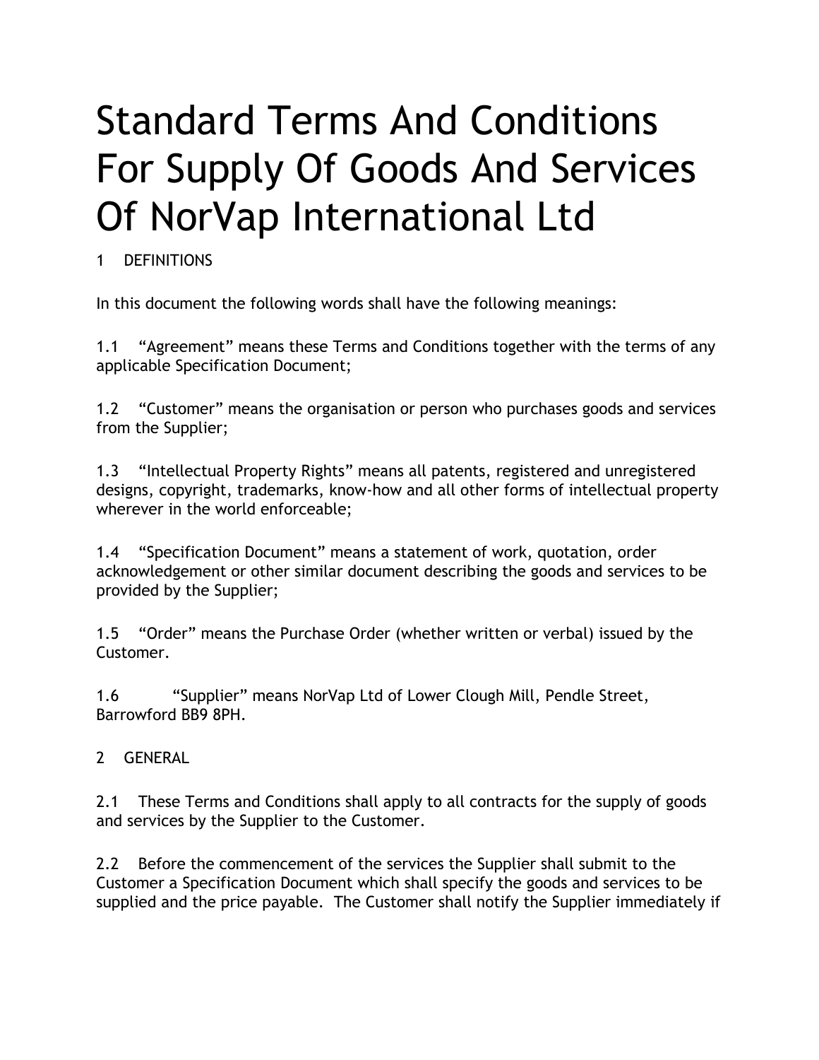# Standard Terms And Conditions For Supply Of Goods And Services Of NorVap International Ltd

1 DEFINITIONS

In this document the following words shall have the following meanings:

1.1 “Agreement” means these Terms and Conditions together with the terms of any applicable Specification Document;

1.2 “Customer” means the organisation or person who purchases goods and services from the Supplier;

1.3 “Intellectual Property Rights” means all patents, registered and unregistered designs, copyright, trademarks, know-how and all other forms of intellectual property wherever in the world enforceable;

1.4 “Specification Document” means a statement of work, quotation, order acknowledgement or other similar document describing the goods and services to be provided by the Supplier;

1.5 “Order” means the Purchase Order (whether written or verbal) issued by the Customer.

1.6 “Supplier” means NorVap Ltd of Lower Clough Mill, Pendle Street, Barrowford BB9 8PH.

2 GENERAL

2.1 These Terms and Conditions shall apply to all contracts for the supply of goods and services by the Supplier to the Customer.

2.2 Before the commencement of the services the Supplier shall submit to the Customer a Specification Document which shall specify the goods and services to be supplied and the price payable. The Customer shall notify the Supplier immediately if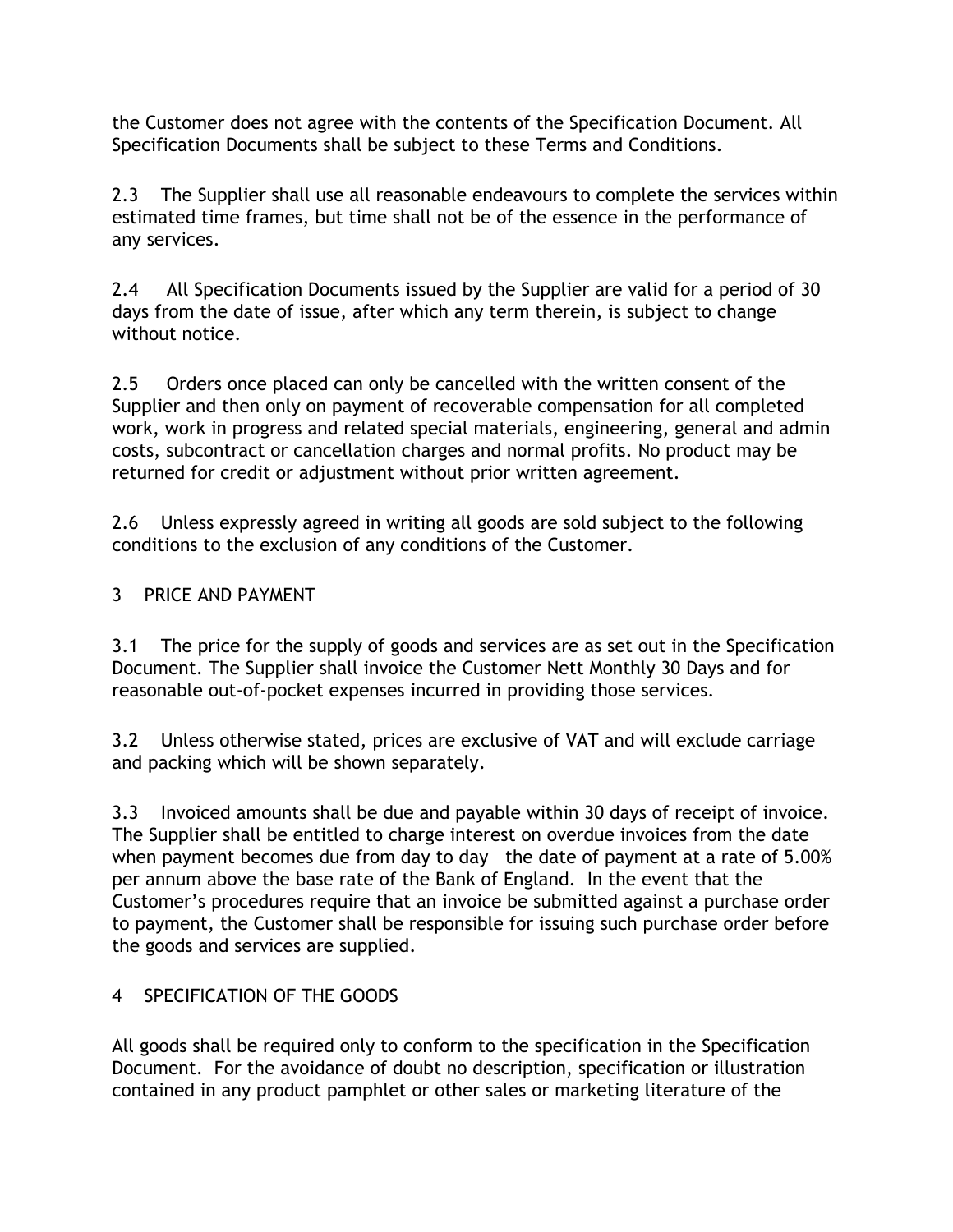the Customer does not agree with the contents of the Specification Document. All Specification Documents shall be subject to these Terms and Conditions.

2.3 The Supplier shall use all reasonable endeavours to complete the services within estimated time frames, but time shall not be of the essence in the performance of any services.

2.4 All Specification Documents issued by the Supplier are valid for a period of 30 days from the date of issue, after which any term therein, is subject to change without notice.

2.5 Orders once placed can only be cancelled with the written consent of the Supplier and then only on payment of recoverable compensation for all completed work, work in progress and related special materials, engineering, general and admin costs, subcontract or cancellation charges and normal profits. No product may be returned for credit or adjustment without prior written agreement.

2.6 Unless expressly agreed in writing all goods are sold subject to the following conditions to the exclusion of any conditions of the Customer.

3 PRICE AND PAYMENT

3.1 The price for the supply of goods and services are as set out in the Specification Document. The Supplier shall invoice the Customer Nett Monthly 30 Days and for reasonable out-of-pocket expenses incurred in providing those services.

3.2 Unless otherwise stated, prices are exclusive of VAT and will exclude carriage and packing which will be shown separately.

3.3 Invoiced amounts shall be due and payable within 30 days of receipt of invoice. The Supplier shall be entitled to charge interest on overdue invoices from the date when payment becomes due from day to day the date of payment at a rate of 5.00% per annum above the base rate of the Bank of England. In the event that the Customer's procedures require that an invoice be submitted against a purchase order to payment, the Customer shall be responsible for issuing such purchase order before the goods and services are supplied.

4 SPECIFICATION OF THE GOODS

All goods shall be required only to conform to the specification in the Specification Document. For the avoidance of doubt no description, specification or illustration contained in any product pamphlet or other sales or marketing literature of the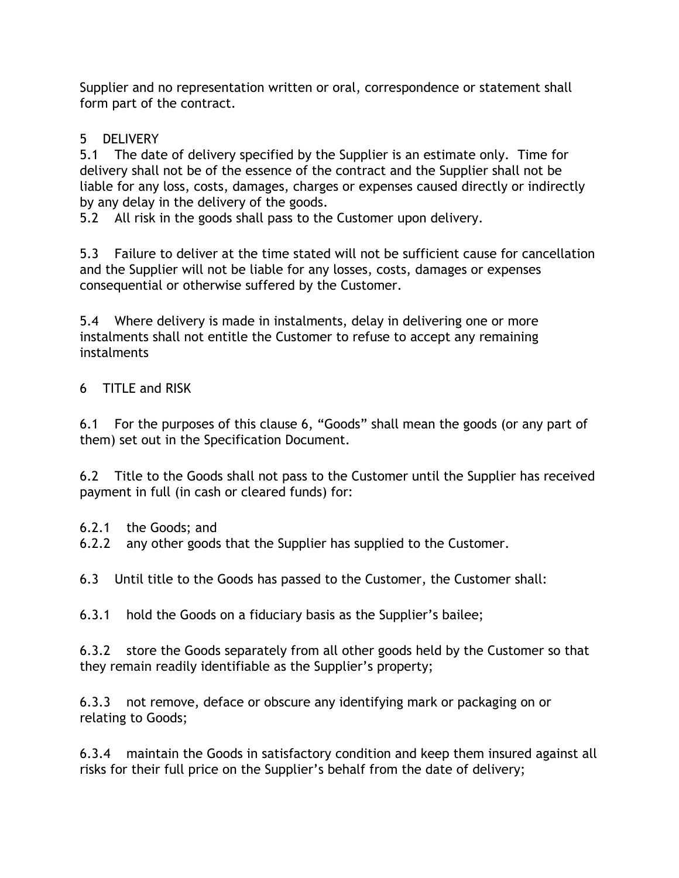Supplier and no representation written or oral, correspondence or statement shall form part of the contract.

5 DELIVERY

5.1 The date of delivery specified by the Supplier is an estimate only. Time for delivery shall not be of the essence of the contract and the Supplier shall not be liable for any loss, costs, damages, charges or expenses caused directly or indirectly by any delay in the delivery of the goods.

5.2 All risk in the goods shall pass to the Customer upon delivery.

5.3 Failure to deliver at the time stated will not be sufficient cause for cancellation and the Supplier will not be liable for any losses, costs, damages or expenses consequential or otherwise suffered by the Customer.

5.4 Where delivery is made in instalments, delay in delivering one or more instalments shall not entitle the Customer to refuse to accept any remaining instalments

6 TITLE and RISK

6.1 For the purposes of this clause 6, “Goods” shall mean the goods (or any part of them) set out in the Specification Document.

6.2 Title to the Goods shall not pass to the Customer until the Supplier has received payment in full (in cash or cleared funds) for:

6.2.1 the Goods; and

6.2.2 any other goods that the Supplier has supplied to the Customer.

6.3 Until title to the Goods has passed to the Customer, the Customer shall:

6.3.1 hold the Goods on a fiduciary basis as the Supplier’s bailee;

6.3.2 store the Goods separately from all other goods held by the Customer so that they remain readily identifiable as the Supplier’s property;

6.3.3 not remove, deface or obscure any identifying mark or packaging on or relating to Goods;

6.3.4 maintain the Goods in satisfactory condition and keep them insured against all risks for their full price on the Supplier’s behalf from the date of delivery;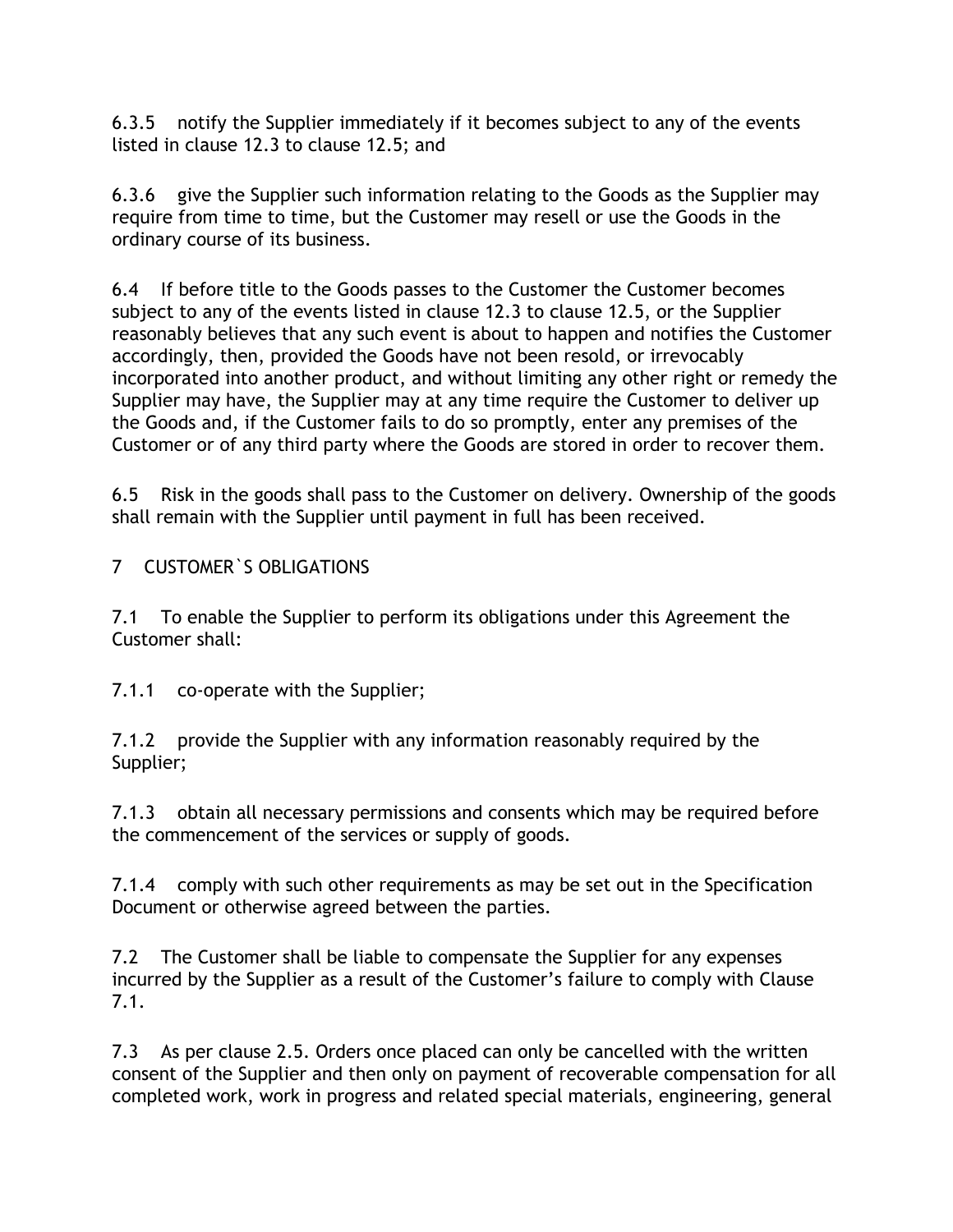6.3.5 notify the Supplier immediately if it becomes subject to any of the events listed in clause 12.3 to clause 12.5; and

6.3.6 give the Supplier such information relating to the Goods as the Supplier may require from time to time, but the Customer may resell or use the Goods in the ordinary course of its business.

6.4 If before title to the Goods passes to the Customer the Customer becomes subject to any of the events listed in clause 12.3 to clause 12.5, or the Supplier reasonably believes that any such event is about to happen and notifies the Customer accordingly, then, provided the Goods have not been resold, or irrevocably incorporated into another product, and without limiting any other right or remedy the Supplier may have, the Supplier may at any time require the Customer to deliver up the Goods and, if the Customer fails to do so promptly, enter any premises of the Customer or of any third party where the Goods are stored in order to recover them.

6.5 Risk in the goods shall pass to the Customer on delivery. Ownership of the goods shall remain with the Supplier until payment in full has been received.

## 7 CUSTOMER`S OBLIGATIONS

7.1 To enable the Supplier to perform its obligations under this Agreement the Customer shall:

7.1.1 co-operate with the Supplier;

7.1.2 provide the Supplier with any information reasonably required by the Supplier;

7.1.3 obtain all necessary permissions and consents which may be required before the commencement of the services or supply of goods.

7.1.4 comply with such other requirements as may be set out in the Specification Document or otherwise agreed between the parties.

7.2 The Customer shall be liable to compensate the Supplier for any expenses incurred by the Supplier as a result of the Customer's failure to comply with Clause 7.1.

7.3 As per clause 2.5. Orders once placed can only be cancelled with the written consent of the Supplier and then only on payment of recoverable compensation for all completed work, work in progress and related special materials, engineering, general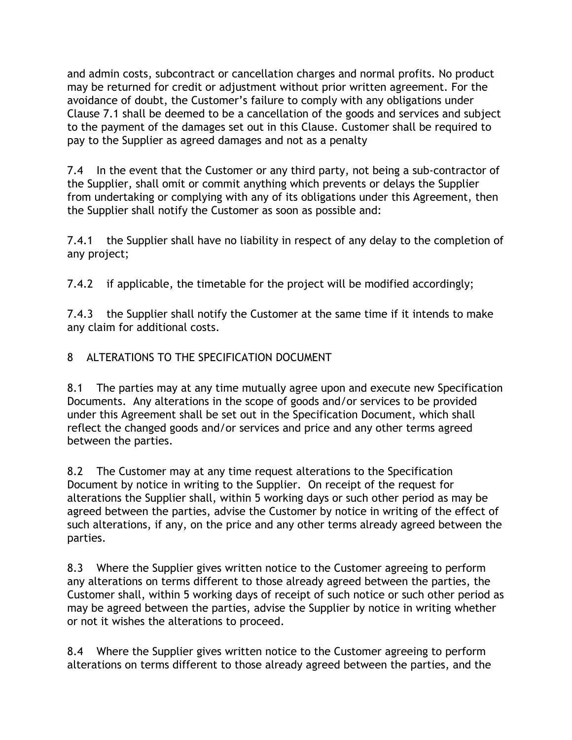and admin costs, subcontract or cancellation charges and normal profits. No product may be returned for credit or adjustment without prior written agreement. For the avoidance of doubt, the Customer's failure to comply with any obligations under Clause 7.1 shall be deemed to be a cancellation of the goods and services and subject to the payment of the damages set out in this Clause. Customer shall be required to pay to the Supplier as agreed damages and not as a penalty

7.4 In the event that the Customer or any third party, not being a sub-contractor of the Supplier, shall omit or commit anything which prevents or delays the Supplier from undertaking or complying with any of its obligations under this Agreement, then the Supplier shall notify the Customer as soon as possible and:

7.4.1 the Supplier shall have no liability in respect of any delay to the completion of any project;

7.4.2 if applicable, the timetable for the project will be modified accordingly;

7.4.3 the Supplier shall notify the Customer at the same time if it intends to make any claim for additional costs.

## 8 ALTERATIONS TO THE SPECIFICATION DOCUMENT

8.1 The parties may at any time mutually agree upon and execute new Specification Documents. Any alterations in the scope of goods and/or services to be provided under this Agreement shall be set out in the Specification Document, which shall reflect the changed goods and/or services and price and any other terms agreed between the parties.

8.2 The Customer may at any time request alterations to the Specification Document by notice in writing to the Supplier. On receipt of the request for alterations the Supplier shall, within 5 working days or such other period as may be agreed between the parties, advise the Customer by notice in writing of the effect of such alterations, if any, on the price and any other terms already agreed between the parties.

8.3 Where the Supplier gives written notice to the Customer agreeing to perform any alterations on terms different to those already agreed between the parties, the Customer shall, within 5 working days of receipt of such notice or such other period as may be agreed between the parties, advise the Supplier by notice in writing whether or not it wishes the alterations to proceed.

8.4 Where the Supplier gives written notice to the Customer agreeing to perform alterations on terms different to those already agreed between the parties, and the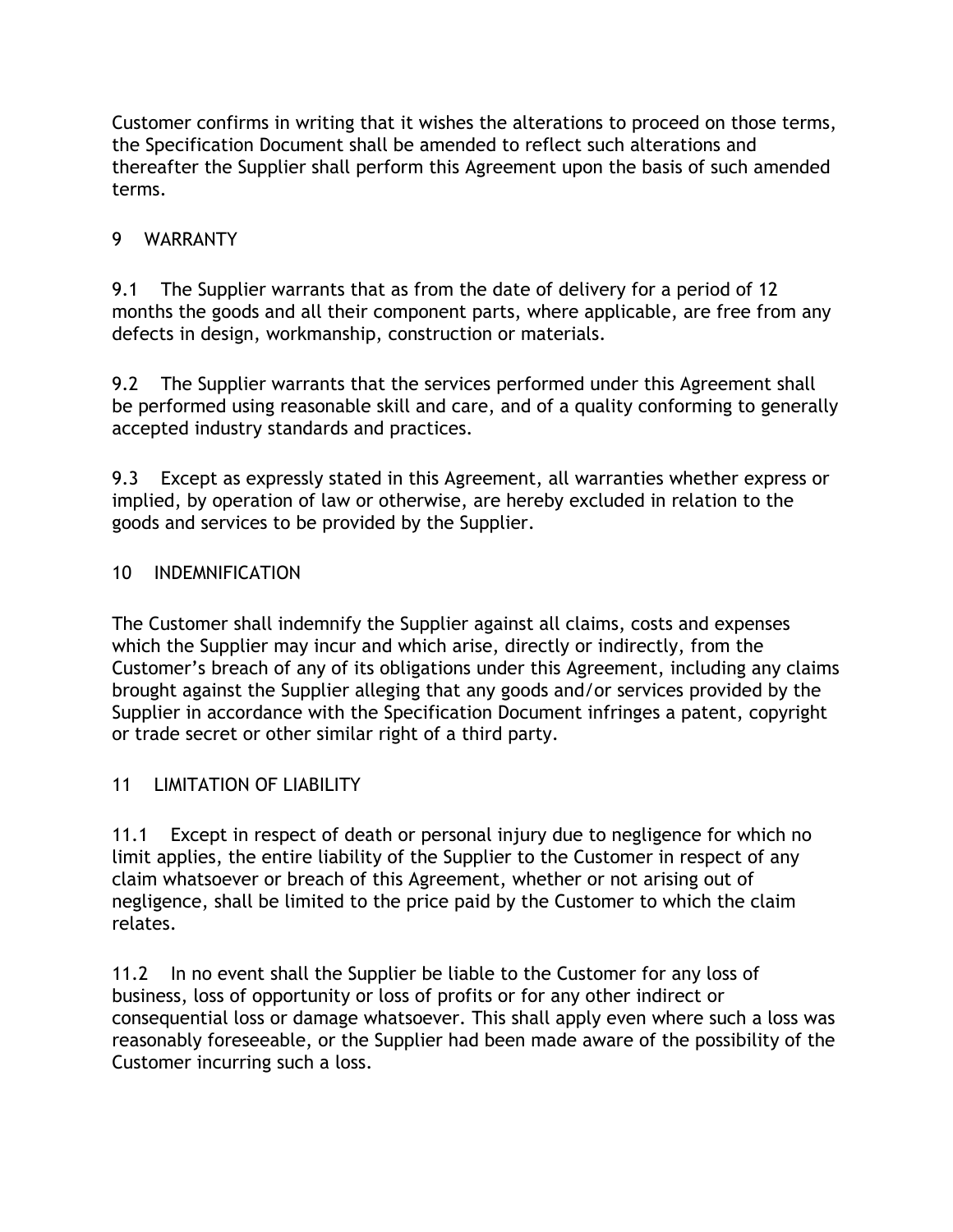Customer confirms in writing that it wishes the alterations to proceed on those terms, the Specification Document shall be amended to reflect such alterations and thereafter the Supplier shall perform this Agreement upon the basis of such amended terms.

## 9 WARRANTY

9.1 The Supplier warrants that as from the date of delivery for a period of 12 months the goods and all their component parts, where applicable, are free from any defects in design, workmanship, construction or materials.

9.2 The Supplier warrants that the services performed under this Agreement shall be performed using reasonable skill and care, and of a quality conforming to generally accepted industry standards and practices.

9.3 Except as expressly stated in this Agreement, all warranties whether express or implied, by operation of law or otherwise, are hereby excluded in relation to the goods and services to be provided by the Supplier.

## 10 INDEMNIFICATION

The Customer shall indemnify the Supplier against all claims, costs and expenses which the Supplier may incur and which arise, directly or indirectly, from the Customer's breach of any of its obligations under this Agreement, including any claims brought against the Supplier alleging that any goods and/or services provided by the Supplier in accordance with the Specification Document infringes a patent, copyright or trade secret or other similar right of a third party.

## 11 LIMITATION OF LIABILITY

11.1 Except in respect of death or personal injury due to negligence for which no limit applies, the entire liability of the Supplier to the Customer in respect of any claim whatsoever or breach of this Agreement, whether or not arising out of negligence, shall be limited to the price paid by the Customer to which the claim relates.

11.2 In no event shall the Supplier be liable to the Customer for any loss of business, loss of opportunity or loss of profits or for any other indirect or consequential loss or damage whatsoever. This shall apply even where such a loss was reasonably foreseeable, or the Supplier had been made aware of the possibility of the Customer incurring such a loss.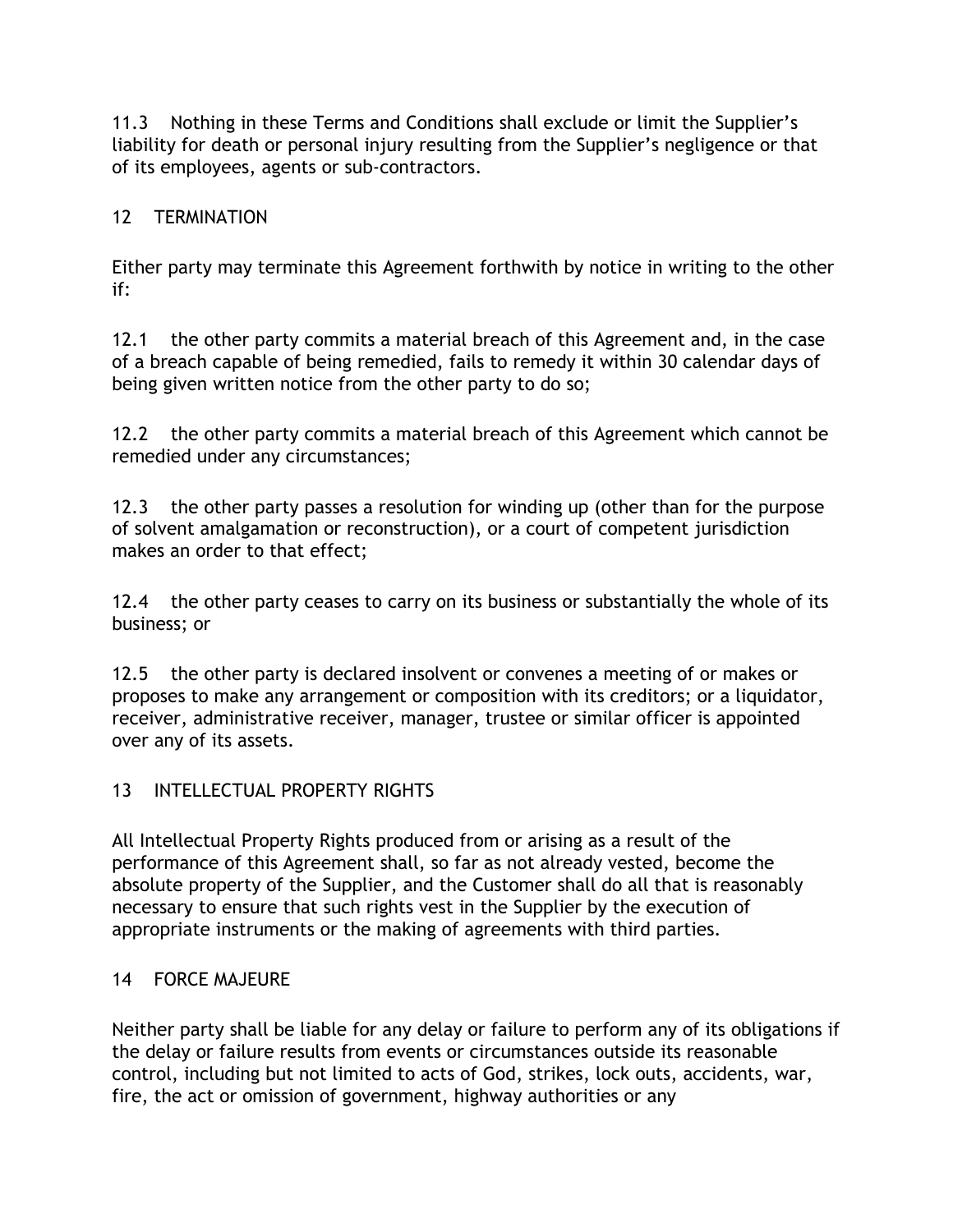11.3 Nothing in these Terms and Conditions shall exclude or limit the Supplier's liability for death or personal injury resulting from the Supplier's negligence or that of its employees, agents or sub-contractors.

## 12 TERMINATION

Either party may terminate this Agreement forthwith by notice in writing to the other if:

12.1 the other party commits a material breach of this Agreement and, in the case of a breach capable of being remedied, fails to remedy it within 30 calendar days of being given written notice from the other party to do so;

12.2 the other party commits a material breach of this Agreement which cannot be remedied under any circumstances;

12.3 the other party passes a resolution for winding up (other than for the purpose of solvent amalgamation or reconstruction), or a court of competent jurisdiction makes an order to that effect;

12.4 the other party ceases to carry on its business or substantially the whole of its business; or

12.5 the other party is declared insolvent or convenes a meeting of or makes or proposes to make any arrangement or composition with its creditors; or a liquidator, receiver, administrative receiver, manager, trustee or similar officer is appointed over any of its assets.

## 13 INTELLECTUAL PROPERTY RIGHTS

All Intellectual Property Rights produced from or arising as a result of the performance of this Agreement shall, so far as not already vested, become the absolute property of the Supplier, and the Customer shall do all that is reasonably necessary to ensure that such rights vest in the Supplier by the execution of appropriate instruments or the making of agreements with third parties.

## 14 FORCE MAJEURE

Neither party shall be liable for any delay or failure to perform any of its obligations if the delay or failure results from events or circumstances outside its reasonable control, including but not limited to acts of God, strikes, lock outs, accidents, war, fire, the act or omission of government, highway authorities or any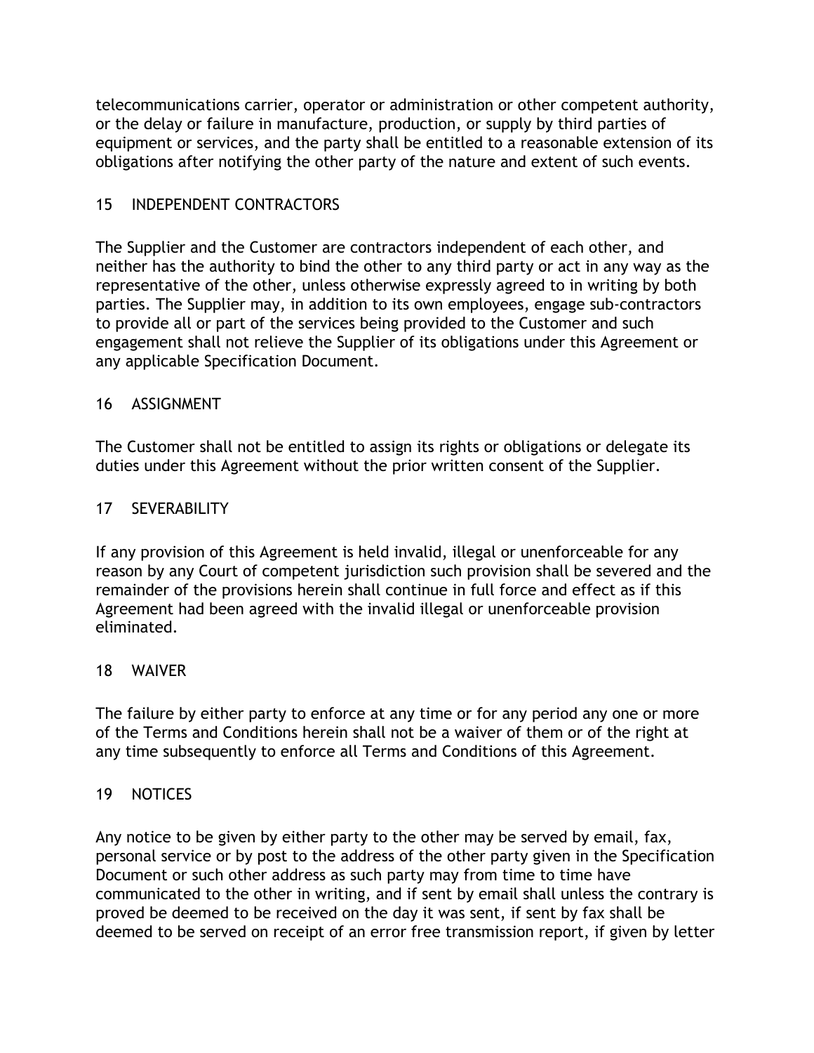telecommunications carrier, operator or administration or other competent authority, or the delay or failure in manufacture, production, or supply by third parties of equipment or services, and the party shall be entitled to a reasonable extension of its obligations after notifying the other party of the nature and extent of such events.

## 15 INDEPENDENT CONTRACTORS

The Supplier and the Customer are contractors independent of each other, and neither has the authority to bind the other to any third party or act in any way as the representative of the other, unless otherwise expressly agreed to in writing by both parties. The Supplier may, in addition to its own employees, engage sub-contractors to provide all or part of the services being provided to the Customer and such engagement shall not relieve the Supplier of its obligations under this Agreement or any applicable Specification Document.

## 16 ASSIGNMENT

The Customer shall not be entitled to assign its rights or obligations or delegate its duties under this Agreement without the prior written consent of the Supplier.

## 17 SEVERABILITY

If any provision of this Agreement is held invalid, illegal or unenforceable for any reason by any Court of competent jurisdiction such provision shall be severed and the remainder of the provisions herein shall continue in full force and effect as if this Agreement had been agreed with the invalid illegal or unenforceable provision eliminated.

## 18 WAIVER

The failure by either party to enforce at any time or for any period any one or more of the Terms and Conditions herein shall not be a waiver of them or of the right at any time subsequently to enforce all Terms and Conditions of this Agreement.

## 19 NOTICES

Any notice to be given by either party to the other may be served by email, fax, personal service or by post to the address of the other party given in the Specification Document or such other address as such party may from time to time have communicated to the other in writing, and if sent by email shall unless the contrary is proved be deemed to be received on the day it was sent, if sent by fax shall be deemed to be served on receipt of an error free transmission report, if given by letter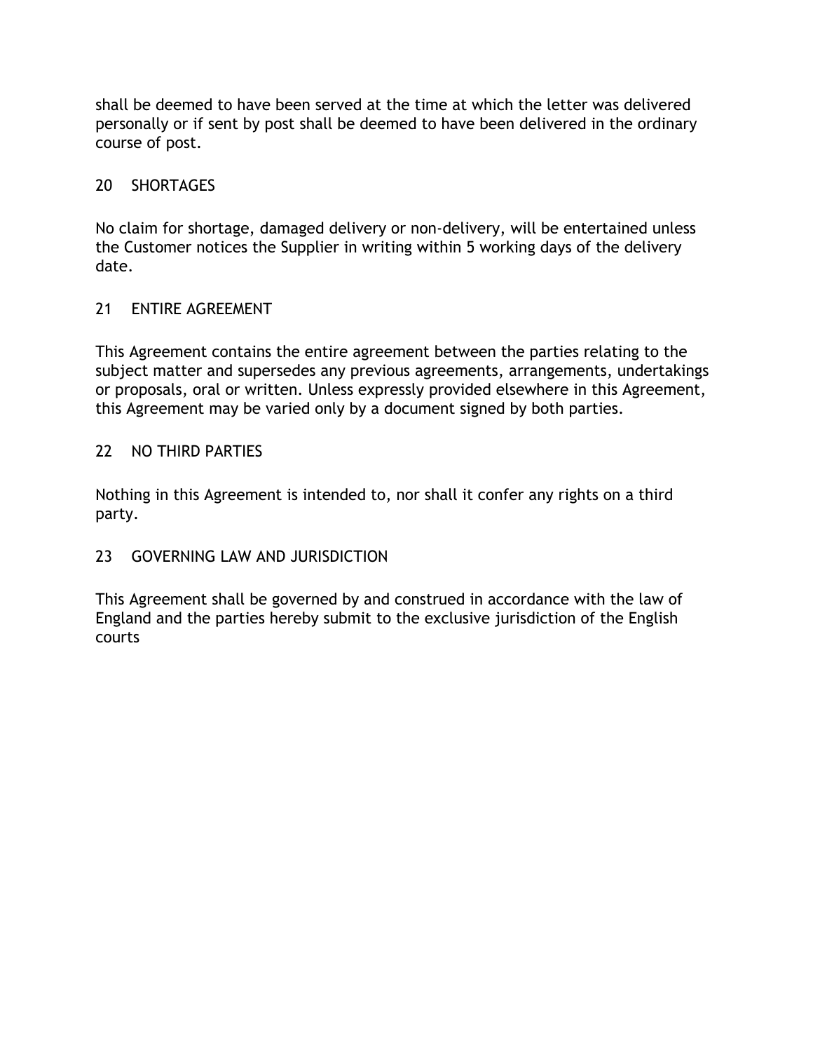shall be deemed to have been served at the time at which the letter was delivered personally or if sent by post shall be deemed to have been delivered in the ordinary course of post.

## 20 SHORTAGES

No claim for shortage, damaged delivery or non-delivery, will be entertained unless the Customer notices the Supplier in writing within 5 working days of the delivery date.

## 21 ENTIRE AGREEMENT

This Agreement contains the entire agreement between the parties relating to the subject matter and supersedes any previous agreements, arrangements, undertakings or proposals, oral or written. Unless expressly provided elsewhere in this Agreement, this Agreement may be varied only by a document signed by both parties.

## 22 NO THIRD PARTIES

Nothing in this Agreement is intended to, nor shall it confer any rights on a third party.

## 23 GOVERNING LAW AND JURISDICTION

This Agreement shall be governed by and construed in accordance with the law of England and the parties hereby submit to the exclusive jurisdiction of the English courts